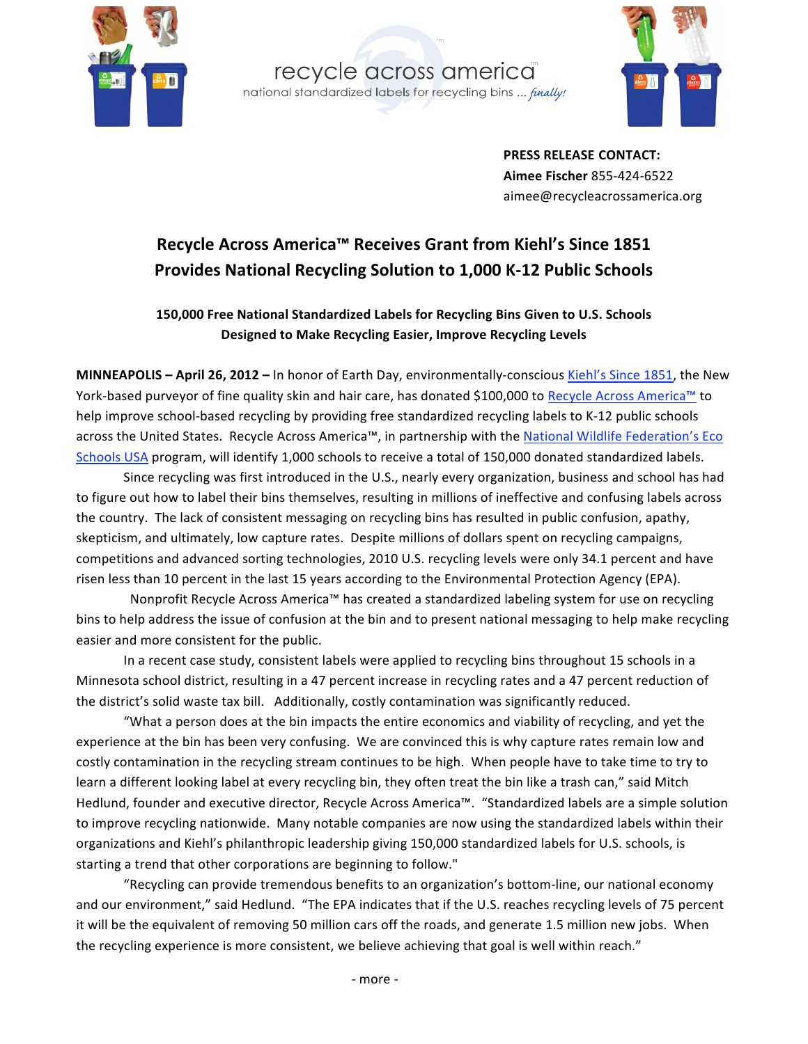recycle across america
national standardized labels for recycling bins ... *finally!*

**PRESS RELEASE CONTACT:**
**Aimee Fischer** 855-424-6522
aimee@recycleacrossamerica.org

## Recycle Across America™ Receives Grant from Kiehl's Since 1851
## Provides National Recycling Solution to 1,000 K-12 Public Schools

**150,000 Free National Standardized Labels for Recycling Bins Given to U.S. Schools**
**Designed to Make Recycling Easier, Improve Recycling Levels**

**MINNEAPOLIS – April 26, 2012 –** In honor of Earth Day, environmentally-conscious Kiehl's Since 1851, the New York-based purveyor of fine quality skin and hair care, has donated $100,000 to Recycle Across America™ to help improve school-based recycling by providing free standardized recycling labels to K-12 public schools across the United States. Recycle Across America™, in partnership with the National Wildlife Federation's Eco Schools USA program, will identify 1,000 schools to receive a total of 150,000 donated standardized labels.

Since recycling was first introduced in the U.S., nearly every organization, business and school has had to figure out how to label their bins themselves, resulting in millions of ineffective and confusing labels across the country. The lack of consistent messaging on recycling bins has resulted in public confusion, apathy, skepticism, and ultimately, low capture rates. Despite millions of dollars spent on recycling campaigns, competitions and advanced sorting technologies, 2010 U.S. recycling levels were only 34.1 percent and have risen less than 10 percent in the last 15 years according to the Environmental Protection Agency (EPA).

Nonprofit Recycle Across America™ has created a standardized labeling system for use on recycling bins to help address the issue of confusion at the bin and to present national messaging to help make recycling easier and more consistent for the public.

In a recent case study, consistent labels were applied to recycling bins throughout 15 schools in a Minnesota school district, resulting in a 47 percent increase in recycling rates and a 47 percent reduction of the district's solid waste tax bill. Additionally, costly contamination was significantly reduced.

"What a person does at the bin impacts the entire economics and viability of recycling, and yet the experience at the bin has been very confusing. We are convinced this is why capture rates remain low and costly contamination in the recycling stream continues to be high. When people have to take time to try to learn a different looking label at every recycling bin, they often treat the bin like a trash can," said Mitch Hedlund, founder and executive director, Recycle Across America™. "Standardized labels are a simple solution to improve recycling nationwide. Many notable companies are now using the standardized labels within their organizations and Kiehl's philanthropic leadership giving 150,000 standardized labels for U.S. schools, is starting a trend that other corporations are beginning to follow."

"Recycling can provide tremendous benefits to an organization's bottom-line, our national economy and our environment," said Hedlund. "The EPA indicates that if the U.S. reaches recycling levels of 75 percent it will be the equivalent of removing 50 million cars off the roads, and generate 1.5 million new jobs. When the recycling experience is more consistent, we believe achieving that goal is well within reach."

- more -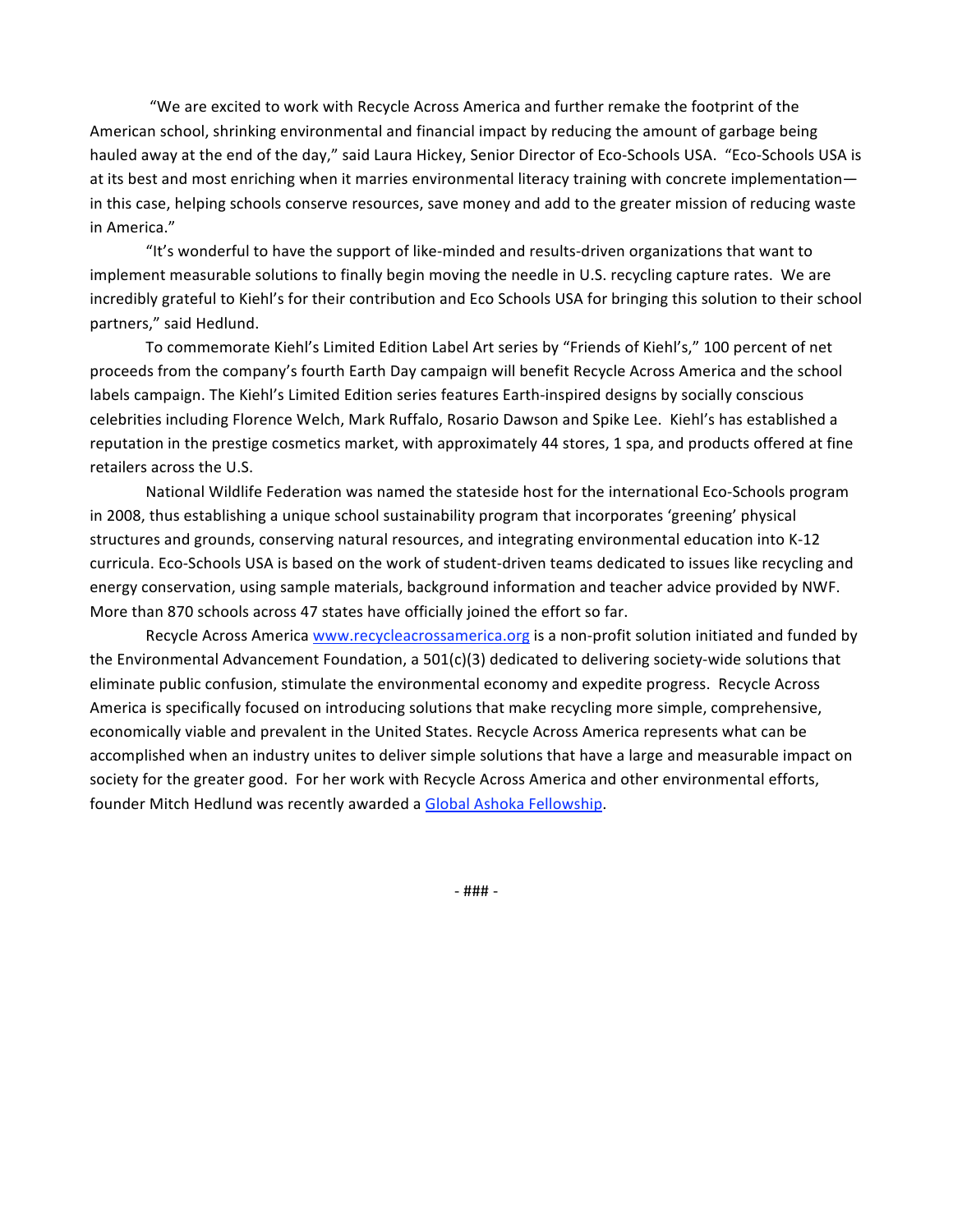"We are excited to work with Recycle Across America and further remake the footprint of the American school, shrinking environmental and financial impact by reducing the amount of garbage being hauled away at the end of the day," said Laura Hickey, Senior Director of Eco-Schools USA. "Eco-Schools USA is at its best and most enriching when it marries environmental literacy training with concrete implementation—in this case, helping schools conserve resources, save money and add to the greater mission of reducing waste in America."

"It's wonderful to have the support of like-minded and results-driven organizations that want to implement measurable solutions to finally begin moving the needle in U.S. recycling capture rates. We are incredibly grateful to Kiehl's for their contribution and Eco Schools USA for bringing this solution to their school partners," said Hedlund.

To commemorate Kiehl's Limited Edition Label Art series by "Friends of Kiehl's," 100 percent of net proceeds from the company's fourth Earth Day campaign will benefit Recycle Across America and the school labels campaign. The Kiehl's Limited Edition series features Earth-inspired designs by socially conscious celebrities including Florence Welch, Mark Ruffalo, Rosario Dawson and Spike Lee. Kiehl's has established a reputation in the prestige cosmetics market, with approximately 44 stores, 1 spa, and products offered at fine retailers across the U.S.

National Wildlife Federation was named the stateside host for the international Eco-Schools program in 2008, thus establishing a unique school sustainability program that incorporates 'greening' physical structures and grounds, conserving natural resources, and integrating environmental education into K-12 curricula. Eco-Schools USA is based on the work of student-driven teams dedicated to issues like recycling and energy conservation, using sample materials, background information and teacher advice provided by NWF. More than 870 schools across 47 states have officially joined the effort so far.

Recycle Across America [www.recycleacrossamerica.org](http://www.recycleacrossamerica.org) is a non-profit solution initiated and funded by the Environmental Advancement Foundation, a 501(c)(3) dedicated to delivering society-wide solutions that eliminate public confusion, stimulate the environmental economy and expedite progress. Recycle Across America is specifically focused on introducing solutions that make recycling more simple, comprehensive, economically viable and prevalent in the United States. Recycle Across America represents what can be accomplished when an industry unites to deliver simple solutions that have a large and measurable impact on society for the greater good. For her work with Recycle Across America and other environmental efforts, founder Mitch Hedlund was recently awarded a Global Ashoka Fellowship.

- ### -